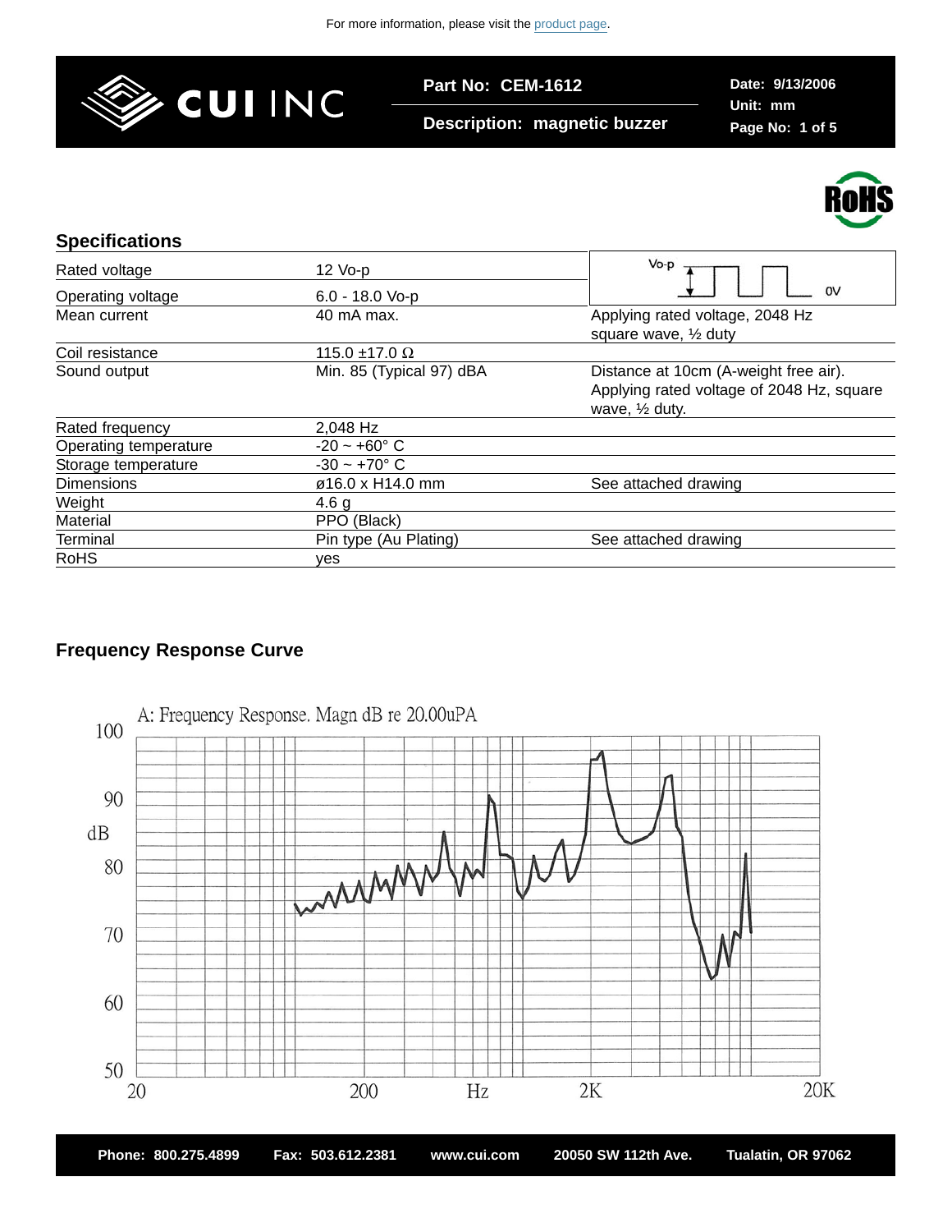For more information, please visit the product page.

**Part No: CEM-1612**

**Description: magnetic buzzer**

**Date: 9/13/2006**
**Unit: mm**

RoHS

## Specifications

| | | |
|---|---|---|
| Rated voltage | 12 Vo-p | |
| Operating voltage | 6.0 - 18.0 Vo-p | |
| Mean current | 40 mA max. | Applying rated voltage, 2048 Hz square wave, ½ duty |
| Coil resistance | 115.0 ±17.0 Ω | |
| Sound output | Min. 85 (Typical 97) dBA | Distance at 10cm (A-weight free air). Applying rated voltage of 2048 Hz, square wave, ½ duty. |
| Rated frequency | 2,048 Hz | |
| Operating temperature | -20 ~ +60° C | |
| Storage temperature | -30 ~ +70° C | |
| Dimensions | ø16.0 x H14.0 mm | See attached drawing |
| Weight | 4.6 g | |
| Material | PPO (Black) | |
| Terminal | Pin type (Au Plating) | See attached drawing |
| RoHS | yes | |

## Frequency Response Curve

A: Frequency Response. Magn dB re 20.00uPA

**Phone: 800.275.4899 Fax: 503.612.2381 www.cui.com 20050 SW 112th Ave. Tualatin, OR 97062**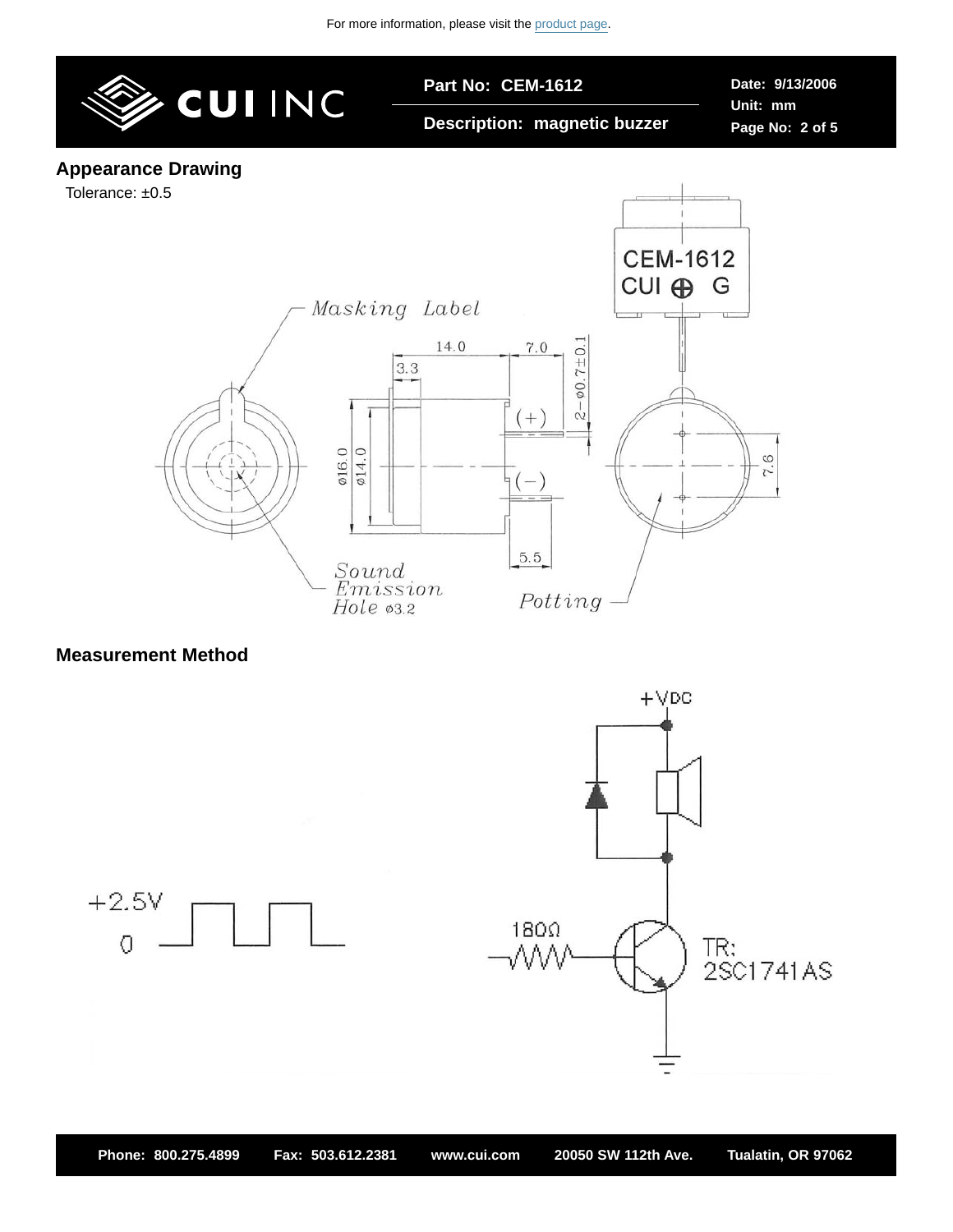## Appearance Drawing

Tolerance: ±0.5

## Measurement Method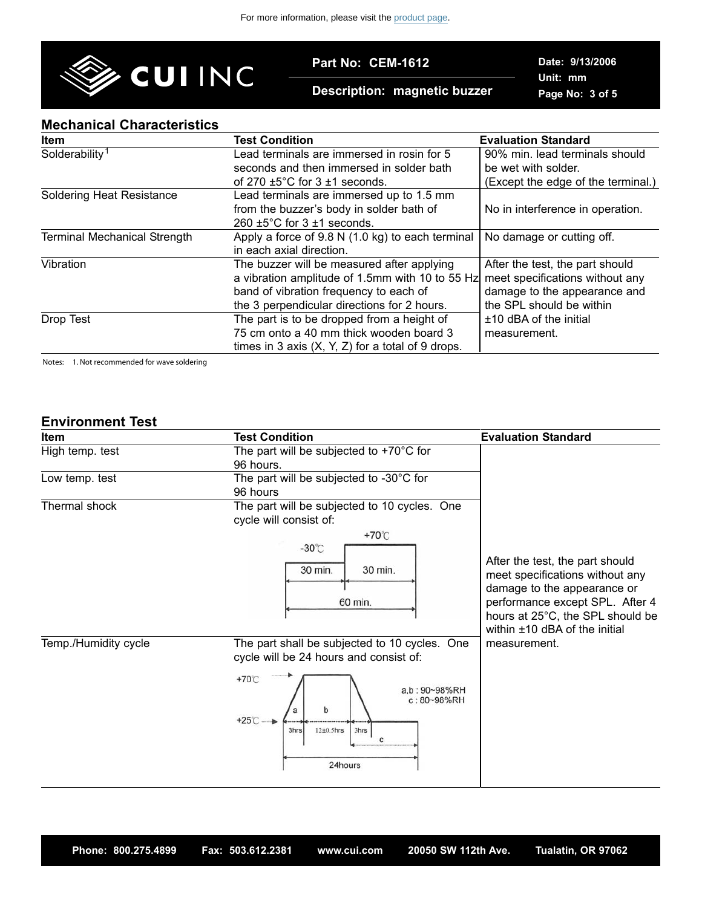For more information, please visit the product page.

## Mechanical Characteristics

| Item | Test Condition | Evaluation Standard |
|---|---|---|
| Solderability[1] | Lead terminals are immersed in rosin for 5 seconds and then immersed in solder bath of 270 ±5°C for 3 ±1 seconds. | 90% min. lead terminals should be wet with solder. (Except the edge of the terminal.) |
| Soldering Heat Resistance | Lead terminals are immersed up to 1.5 mm from the buzzer's body in solder bath of 260 ±5°C for 3 ±1 seconds. | No in interference in operation. |
| Terminal Mechanical Strength | Apply a force of 9.8 N (1.0 kg) to each terminal in each axial direction. | No damage or cutting off. |
| Vibration | The buzzer will be measured after applying a vibration amplitude of 1.5mm with 10 to 55 Hz band of vibration frequency to each of the 3 perpendicular directions for 2 hours. | After the test, the part should meet specifications without any damage to the appearance and the SPL should be within ±10 dBA of the initial measurement. |
| Drop Test | The part is to be dropped from a height of 75 cm onto a 40 mm thick wooden board 3 times in 3 axis (X, Y, Z) for a total of 9 drops. | |

Notes: 1. Not recommended for wave soldering

## Environment Test

| Item | Test Condition | Evaluation Standard |
|---|---|---|
| High temp. test | The part will be subjected to +70°C for 96 hours. | After the test, the part should meet specifications without any damage to the appearance or performance except SPL. After 4 hours at 25°C, the SPL should be within ±10 dBA of the initial measurement. |
| Low temp. test | The part will be subjected to -30°C for 96 hours | |
| Thermal shock | The part will be subjected to 10 cycles. One cycle will consist of: -30℃ 30 min., +70℃ 30 min., 60 min. | |
| Temp./Humidity cycle | The part shall be subjected to 10 cycles. One cycle will be 24 hours and consist of: +25℃ to +70℃; a: 3hrs, b: 12±0.5hrs, 3hrs, c; 24hours; a,b : 90~98%RH, c : 80~98%RH | |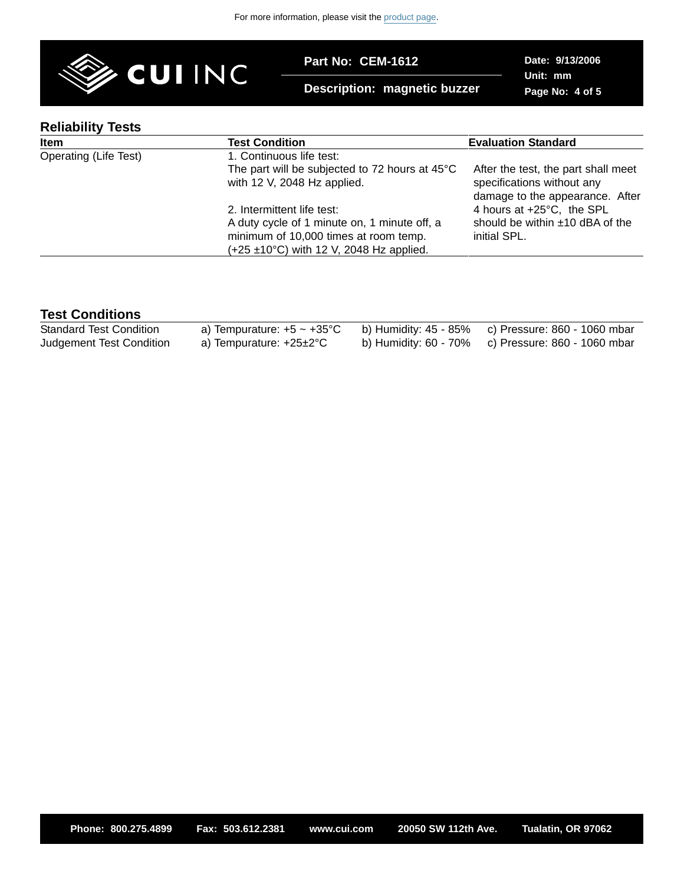For more information, please visit the product page.

**Part No: CEM-1612**

**Description: magnetic buzzer**

**Date: 9/13/2006**
**Unit: mm**

## Reliability Tests

| Item | Test Condition | Evaluation Standard |
|---|---|---|
| Operating (Life Test) | 1. Continuous life test:<br>The part will be subjected to 72 hours at 45°C with 12 V, 2048 Hz applied.<br><br>2. Intermittent life test:<br>A duty cycle of 1 minute on, 1 minute off, a minimum of 10,000 times at room temp. (+25 ±10°C) with 12 V, 2048 Hz applied. | After the test, the part shall meet specifications without any damage to the appearance. After 4 hours at +25°C, the SPL should be within ±10 dBA of the initial SPL. |

## Test Conditions

| | | | |
|---|---|---|---|
| Standard Test Condition | a) Tempurature: +5 ~ +35°C | b) Humidity: 45 - 85% | c) Pressure: 860 - 1060 mbar |
| Judgement Test Condition | a) Tempurature: +25±2°C | b) Humidity: 60 - 70% | c) Pressure: 860 - 1060 mbar |

**Phone: 800.275.4899** **Fax: 503.612.2381** **www.cui.com** **20050 SW 112th Ave.** **Tualatin, OR 97062**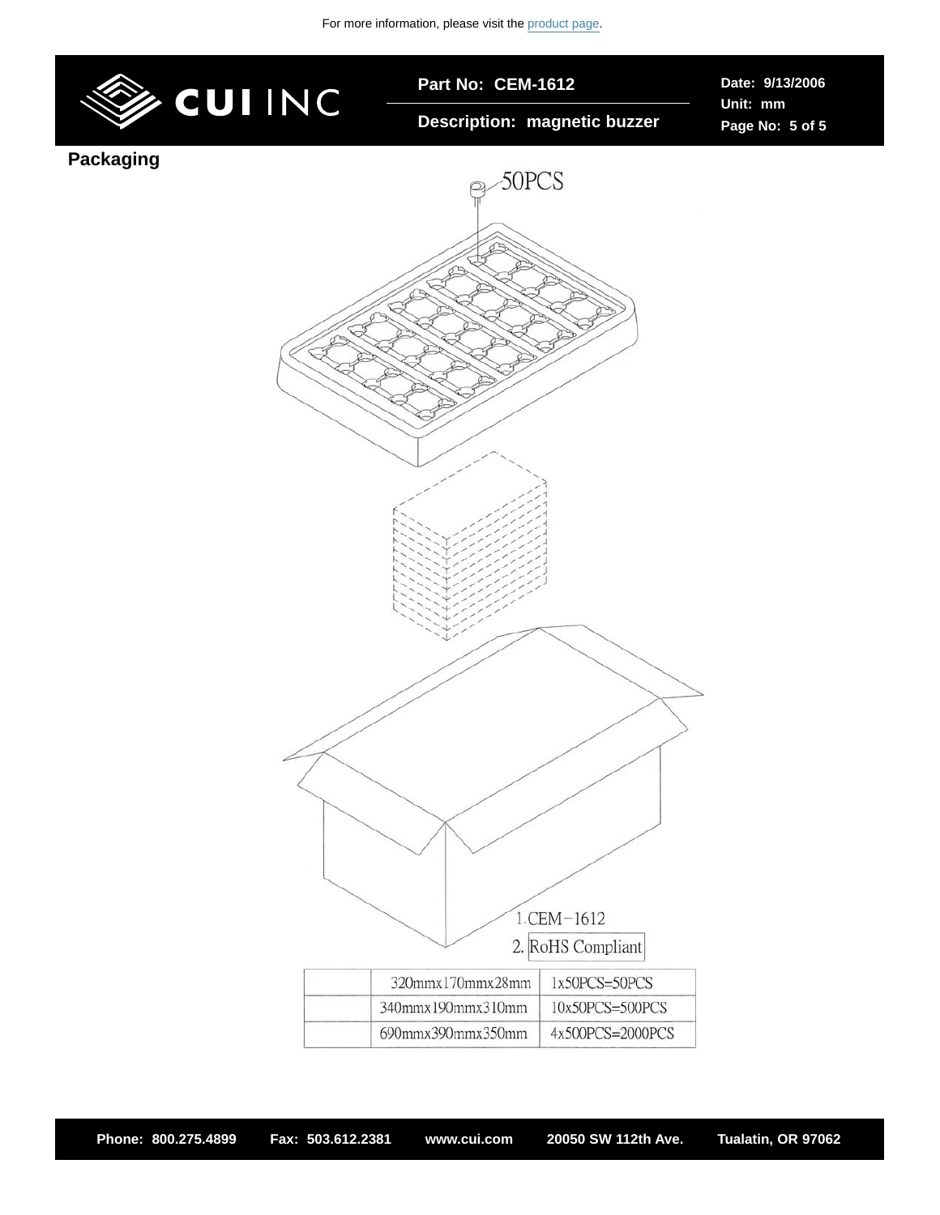For more information, please visit the product page.

## Packaging

50PCS

1. CEM−1612
2. RoHS Compliant

| | | |
|---|---|---|
| | 320mmx170mmx28mm | 1x50PCS=50PCS |
| | 340mmx190mmx310mm | 10x50PCS=500PCS |
| | 690mmx390mmx350mm | 4x500PCS=2000PCS |